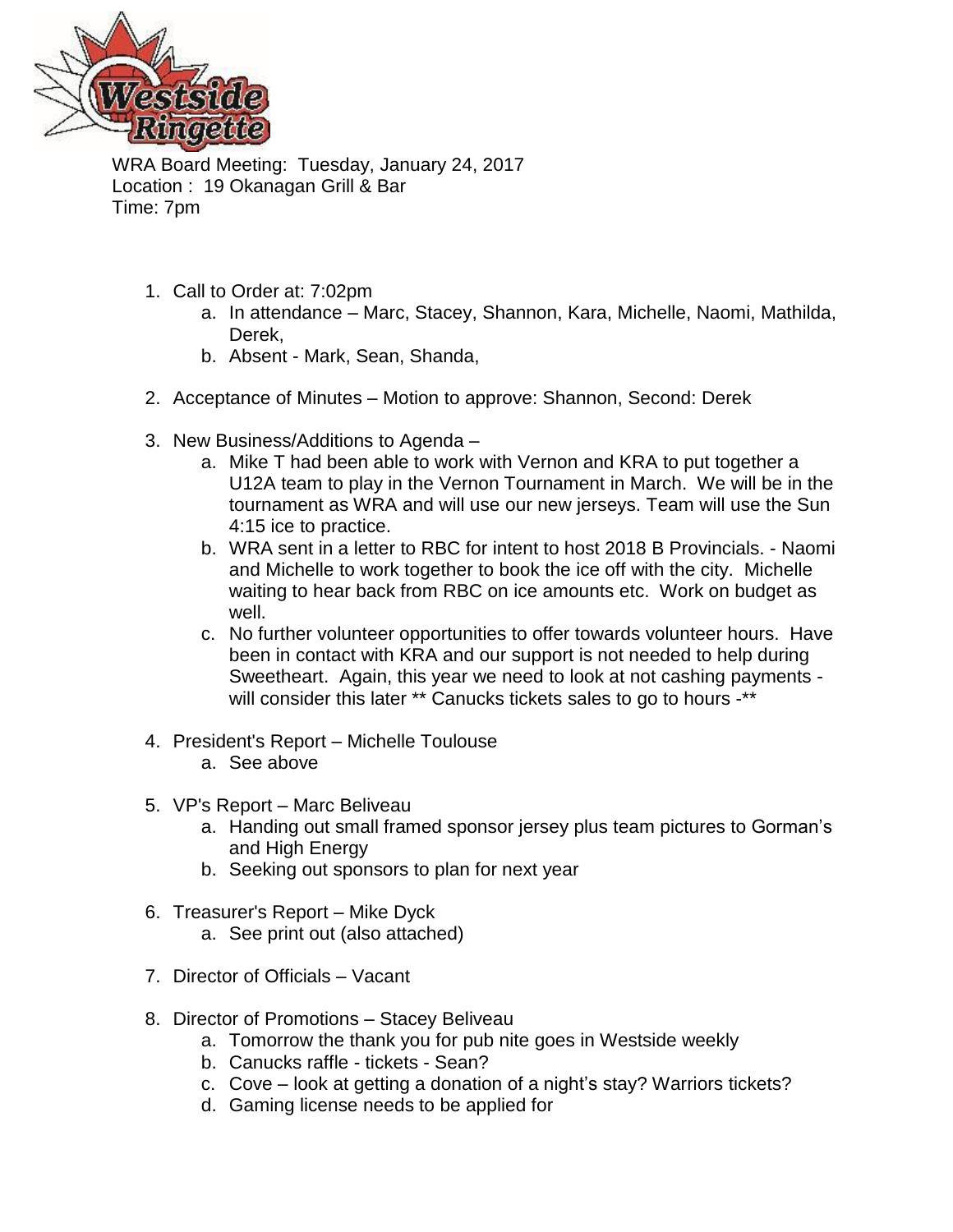WRA Board Meeting: Tuesday, January 24, 2017
Location : 19 Okanagan Grill & Bar
Time: 7pm

1. Call to Order at: 7:02pm
   a. In attendance – Marc, Stacey, Shannon, Kara, Michelle, Naomi, Mathilda, Derek,
   b. Absent - Mark, Sean, Shanda,

2. Acceptance of Minutes – Motion to approve: Shannon, Second: Derek

3. New Business/Additions to Agenda –
   a. Mike T had been able to work with Vernon and KRA to put together a U12A team to play in the Vernon Tournament in March. We will be in the tournament as WRA and will use our new jerseys. Team will use the Sun 4:15 ice to practice.
   b. WRA sent in a letter to RBC for intent to host 2018 B Provincials. - Naomi and Michelle to work together to book the ice off with the city. Michelle waiting to hear back from RBC on ice amounts etc. Work on budget as well.
   c. No further volunteer opportunities to offer towards volunteer hours. Have been in contact with KRA and our support is not needed to help during Sweetheart. Again, this year we need to look at not cashing payments - will consider this later ** Canucks tickets sales to go to hours -**

4. President's Report – Michelle Toulouse
   a. See above

5. VP's Report – Marc Beliveau
   a. Handing out small framed sponsor jersey plus team pictures to Gorman's and High Energy
   b. Seeking out sponsors to plan for next year

6. Treasurer's Report – Mike Dyck
   a. See print out (also attached)

7. Director of Officials – Vacant

8. Director of Promotions – Stacey Beliveau
   a. Tomorrow the thank you for pub nite goes in Westside weekly
   b. Canucks raffle - tickets - Sean?
   c. Cove – look at getting a donation of a night's stay? Warriors tickets?
   d. Gaming license needs to be applied for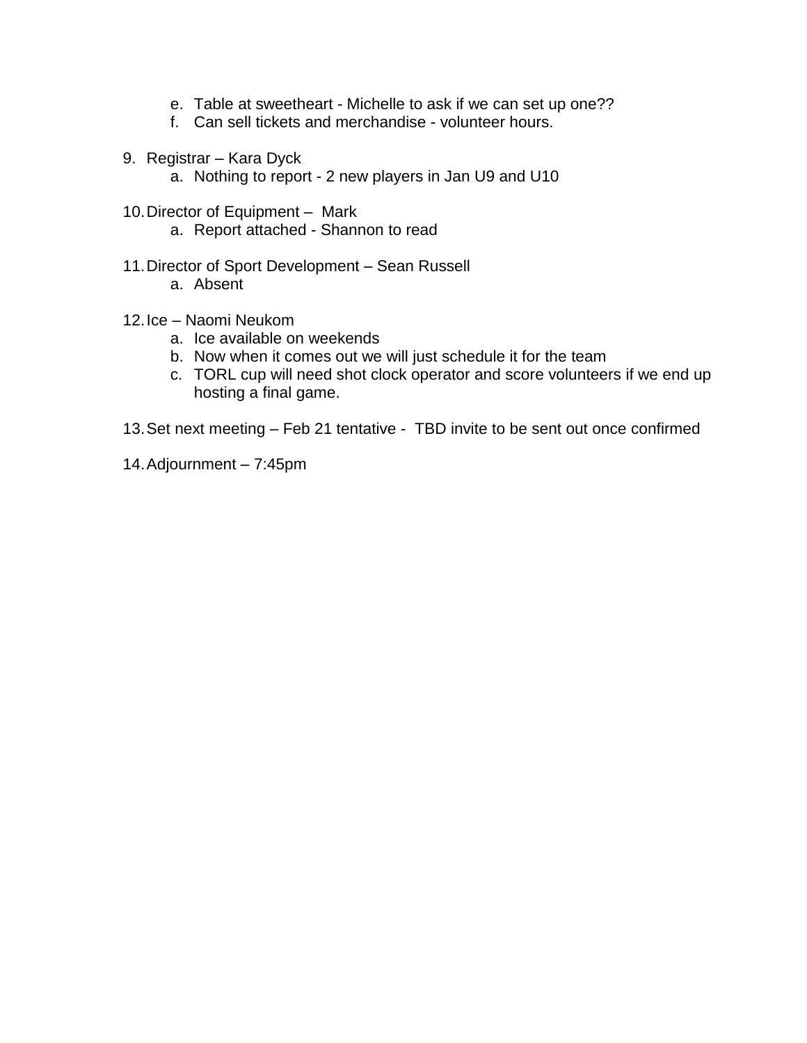e. Table at sweetheart - Michelle to ask if we can set up one??
   f. Can sell tickets and merchandise - volunteer hours.

9. Registrar – Kara Dyck
   a. Nothing to report - 2 new players in Jan U9 and U10

10. Director of Equipment – Mark
    a. Report attached - Shannon to read

11. Director of Sport Development – Sean Russell
    a. Absent

12. Ice – Naomi Neukom
    a. Ice available on weekends
    b. Now when it comes out we will just schedule it for the team
    c. TORL cup will need shot clock operator and score volunteers if we end up hosting a final game.

13. Set next meeting – Feb 21 tentative - TBD invite to be sent out once confirmed

14. Adjournment – 7:45pm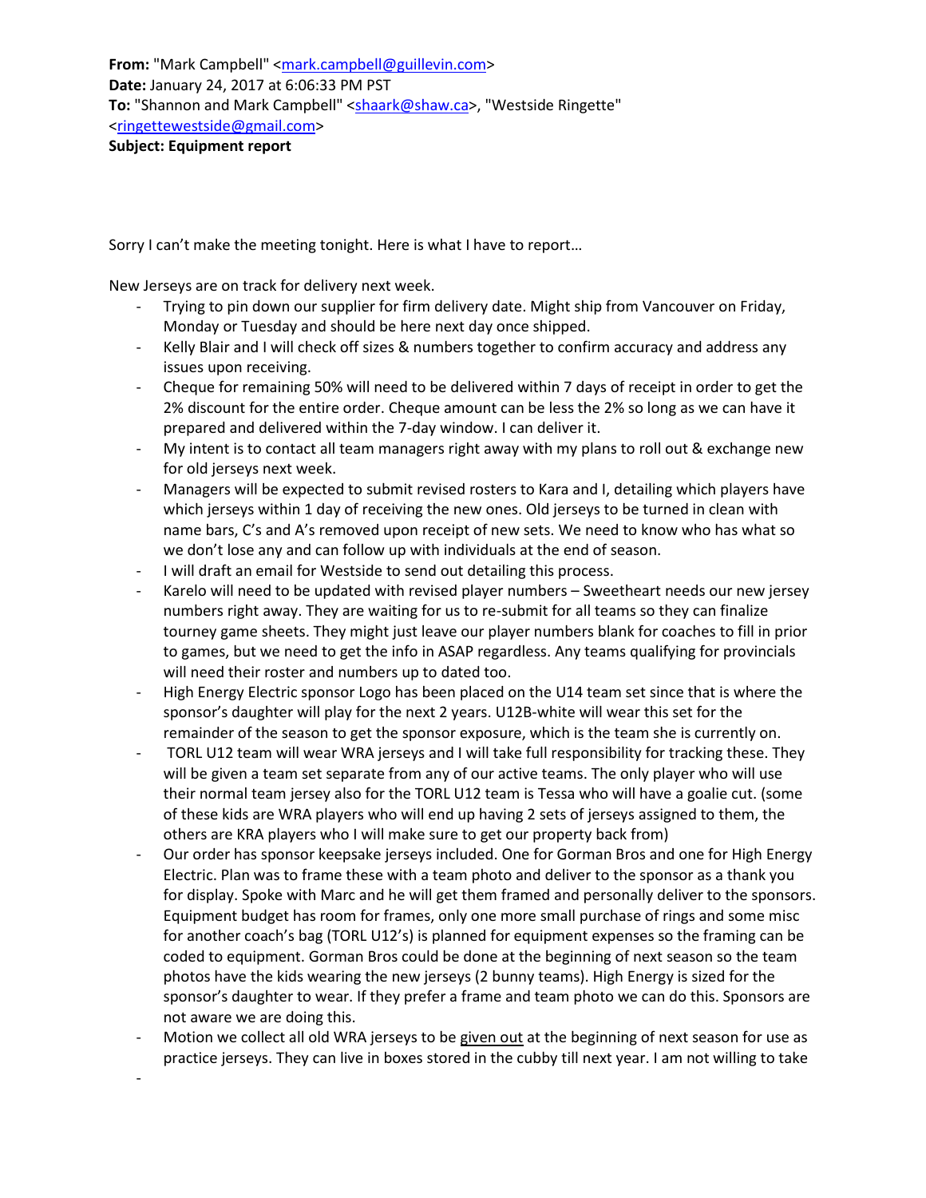**From:** "Mark Campbell" <mark.campbell@guillevin.com>
**Date:** January 24, 2017 at 6:06:33 PM PST
**To:** "Shannon and Mark Campbell" <shaark@shaw.ca>, "Westside Ringette" <ringettewestside@gmail.com>
**Subject: Equipment report**

Sorry I can't make the meeting tonight. Here is what I have to report…

New Jerseys are on track for delivery next week.

- Trying to pin down our supplier for firm delivery date. Might ship from Vancouver on Friday, Monday or Tuesday and should be here next day once shipped.
- Kelly Blair and I will check off sizes & numbers together to confirm accuracy and address any issues upon receiving.
- Cheque for remaining 50% will need to be delivered within 7 days of receipt in order to get the 2% discount for the entire order. Cheque amount can be less the 2% so long as we can have it prepared and delivered within the 7-day window. I can deliver it.
- My intent is to contact all team managers right away with my plans to roll out & exchange new for old jerseys next week.
- Managers will be expected to submit revised rosters to Kara and I, detailing which players have which jerseys within 1 day of receiving the new ones. Old jerseys to be turned in clean with name bars, C's and A's removed upon receipt of new sets. We need to know who has what so we don't lose any and can follow up with individuals at the end of season.
- I will draft an email for Westside to send out detailing this process.
- Karelo will need to be updated with revised player numbers – Sweetheart needs our new jersey numbers right away. They are waiting for us to re-submit for all teams so they can finalize tourney game sheets. They might just leave our player numbers blank for coaches to fill in prior to games, but we need to get the info in ASAP regardless. Any teams qualifying for provincials will need their roster and numbers up to dated too.
- High Energy Electric sponsor Logo has been placed on the U14 team set since that is where the sponsor's daughter will play for the next 2 years. U12B-white will wear this set for the remainder of the season to get the sponsor exposure, which is the team she is currently on.
- TORL U12 team will wear WRA jerseys and I will take full responsibility for tracking these. They will be given a team set separate from any of our active teams. The only player who will use their normal team jersey also for the TORL U12 team is Tessa who will have a goalie cut. (some of these kids are WRA players who will end up having 2 sets of jerseys assigned to them, the others are KRA players who I will make sure to get our property back from)
- Our order has sponsor keepsake jerseys included. One for Gorman Bros and one for High Energy Electric. Plan was to frame these with a team photo and deliver to the sponsor as a thank you for display. Spoke with Marc and he will get them framed and personally deliver to the sponsors. Equipment budget has room for frames, only one more small purchase of rings and some misc for another coach's bag (TORL U12's) is planned for equipment expenses so the framing can be coded to equipment. Gorman Bros could be done at the beginning of next season so the team photos have the kids wearing the new jerseys (2 bunny teams). High Energy is sized for the sponsor's daughter to wear. If they prefer a frame and team photo we can do this. Sponsors are not aware we are doing this.
- Motion we collect all old WRA jerseys to be given out at the beginning of next season for use as practice jerseys. They can live in boxes stored in the cubby till next year. I am not willing to take
-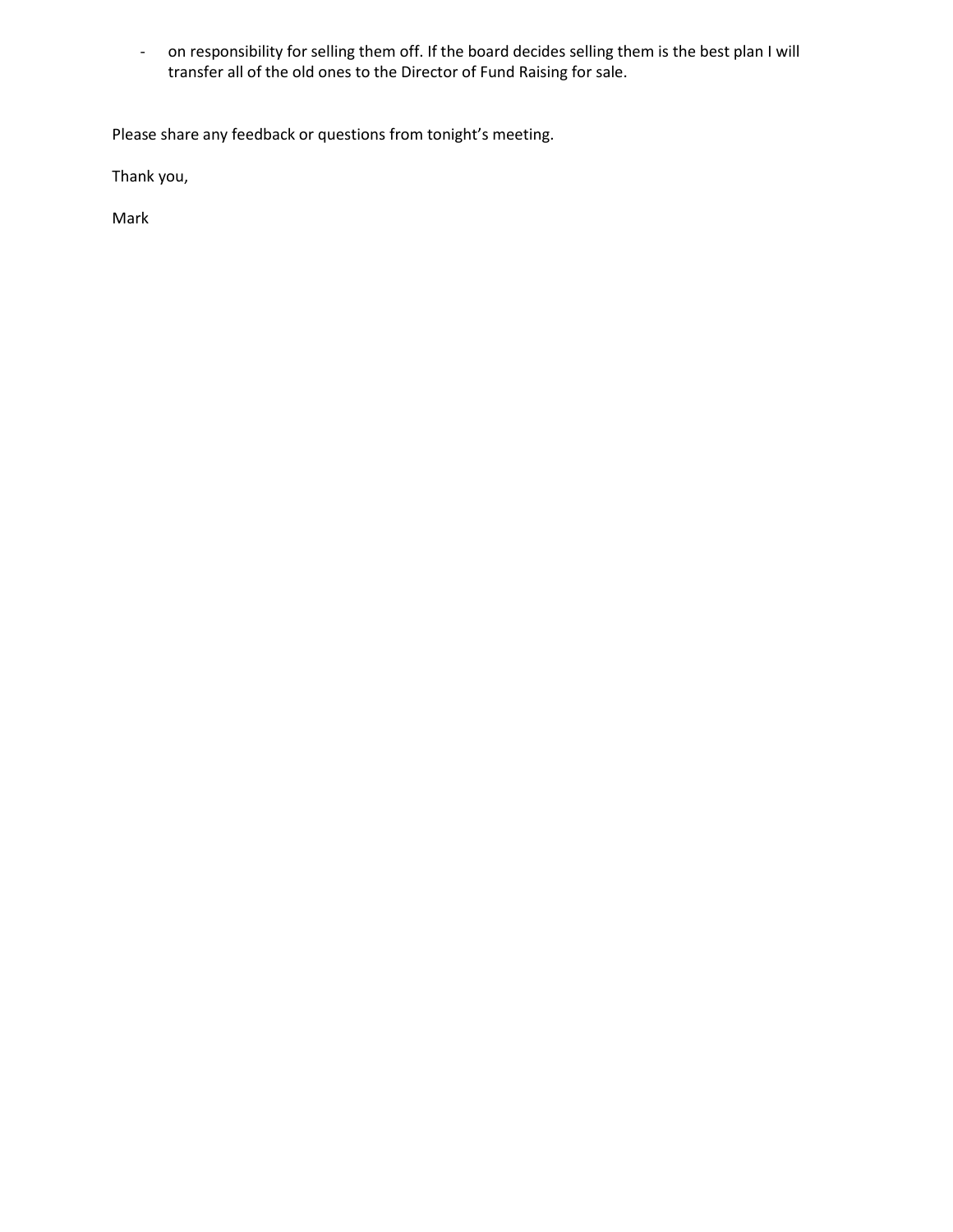- on responsibility for selling them off. If the board decides selling them is the best plan I will transfer all of the old ones to the Director of Fund Raising for sale.

Please share any feedback or questions from tonight's meeting.

Thank you,

Mark